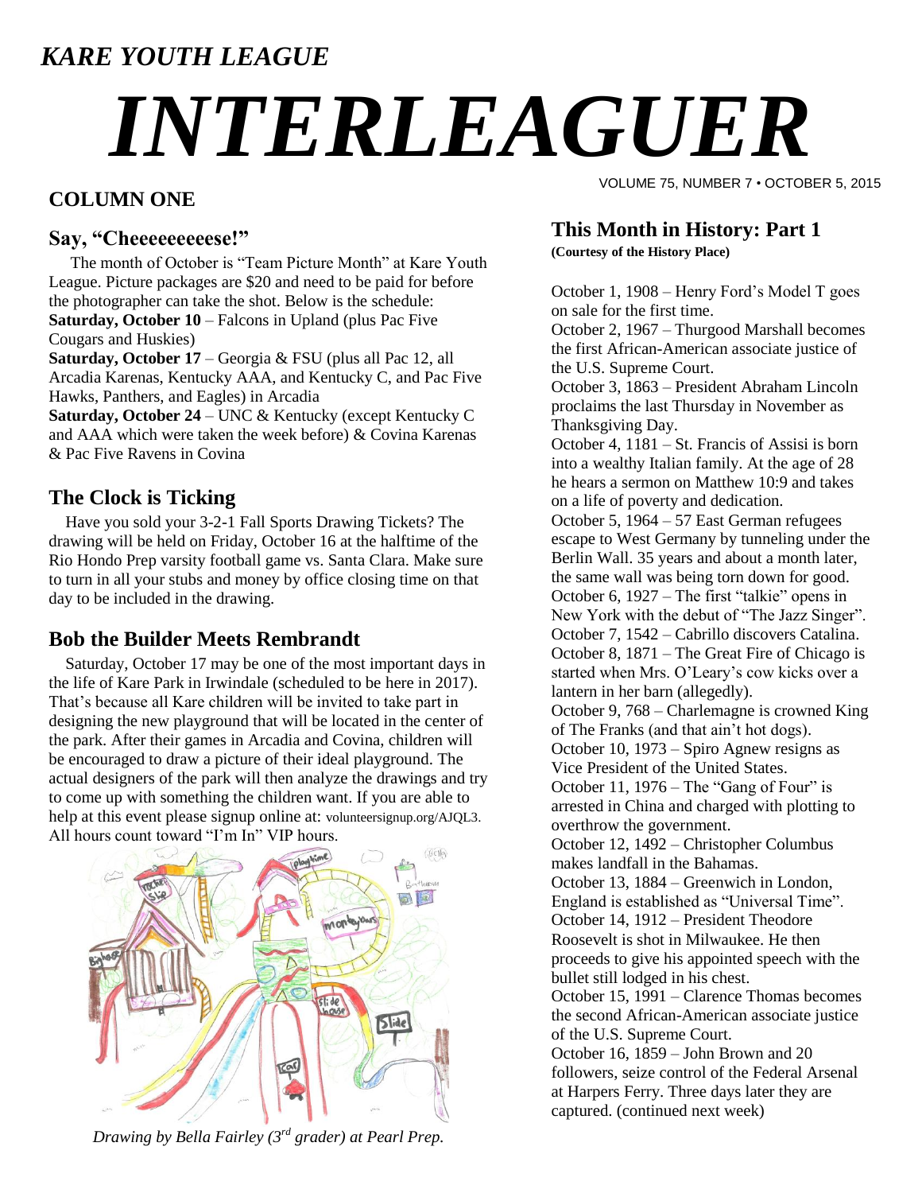*KARE YOUTH LEAGUE*

# *INTERLEAGUER*

VOLUME 75, NUMBER 7 • OCTOBER 5, 2015

## COLUMN ONE

### Say, "Cheeeeeeeeese!"

The month of October is "Team Picture Month" at Kare Youth League. Picture packages are $20 and need to be paid for before the photographer can take the shot. Below is the schedule:

**Saturday, October 10** – Falcons in Upland (plus Pac Five Cougars and Huskies)

**Saturday, October 17** – Georgia & FSU (plus all Pac 12, all Arcadia Karenas, Kentucky AAA, and Kentucky C, and Pac Five Hawks, Panthers, and Eagles) in Arcadia

**Saturday, October 24** – UNC & Kentucky (except Kentucky C and AAA which were taken the week before) & Covina Karenas & Pac Five Ravens in Covina

### The Clock is Ticking

Have you sold your 3-2-1 Fall Sports Drawing Tickets? The drawing will be held on Friday, October 16 at the halftime of the Rio Hondo Prep varsity football game vs. Santa Clara. Make sure to turn in all your stubs and money by office closing time on that day to be included in the drawing.

### Bob the Builder Meets Rembrandt

Saturday, October 17 may be one of the most important days in the life of Kare Park in Irwindale (scheduled to be here in 2017). That's because all Kare children will be invited to take part in designing the new playground that will be located in the center of the park. After their games in Arcadia and Covina, children will be encouraged to draw a picture of their ideal playground. The actual designers of the park will then analyze the drawings and try to come up with something the children want. If you are able to help at this event please signup online at: volunteersignup.org/AJQL3. All hours count toward "I'm In" VIP hours.

*Drawing by Bella Fairley (3rd grader) at Pearl Prep.*

### This Month in History: Part 1

**(Courtesy of the History Place)**

October 1, 1908 – Henry Ford's Model T goes on sale for the first time.

October 2, 1967 – Thurgood Marshall becomes the first African-American associate justice of the U.S. Supreme Court.

October 3, 1863 – President Abraham Lincoln proclaims the last Thursday in November as Thanksgiving Day.

October 4, 1181 – St. Francis of Assisi is born into a wealthy Italian family. At the age of 28 he hears a sermon on Matthew 10:9 and takes on a life of poverty and dedication.

October 5, 1964 – 57 East German refugees escape to West Germany by tunneling under the Berlin Wall. 35 years and about a month later, the same wall was being torn down for good.

October 6, 1927 – The first "talkie" opens in New York with the debut of "The Jazz Singer".

October 7, 1542 – Cabrillo discovers Catalina.

October 8, 1871 – The Great Fire of Chicago is started when Mrs. O'Leary's cow kicks over a lantern in her barn (allegedly).

October 9, 768 – Charlemagne is crowned King of The Franks (and that ain't hot dogs).

October 10, 1973 – Spiro Agnew resigns as Vice President of the United States.

October 11, 1976 – The "Gang of Four" is arrested in China and charged with plotting to overthrow the government.

October 12, 1492 – Christopher Columbus makes landfall in the Bahamas.

October 13, 1884 – Greenwich in London, England is established as "Universal Time".

October 14, 1912 – President Theodore Roosevelt is shot in Milwaukee. He then proceeds to give his appointed speech with the bullet still lodged in his chest.

October 15, 1991 – Clarence Thomas becomes the second African-American associate justice of the U.S. Supreme Court.

October 16, 1859 – John Brown and 20 followers, seize control of the Federal Arsenal at Harpers Ferry. Three days later they are captured. (continued next week)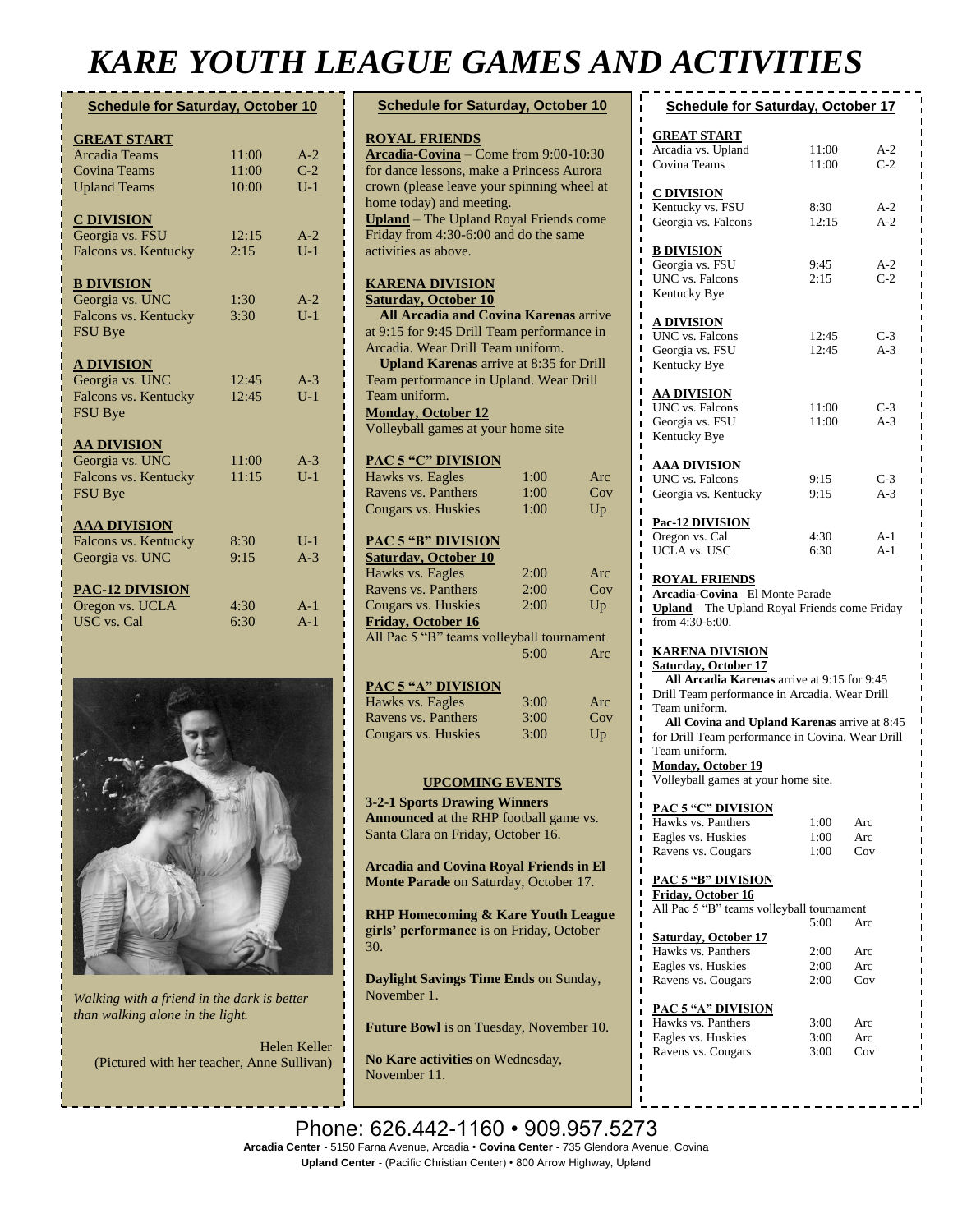# KARE YOUTH LEAGUE GAMES AND ACTIVITIES

## Schedule for Saturday, October 10

**GREAT START**

| | | |
|---|---|---|
| Arcadia Teams | 11:00 | A-2 |
| Covina Teams | 11:00 | C-2 |
| Upland Teams | 10:00 | U-1 |

**C DIVISION**

| | | |
|---|---|---|
| Georgia vs. FSU | 12:15 | A-2 |
| Falcons vs. Kentucky | 2:15 | U-1 |

**B DIVISION**

| | | |
|---|---|---|
| Georgia vs. UNC | 1:30 | A-2 |
| Falcons vs. Kentucky | 3:30 | U-1 |
| FSU Bye | | |

**A DIVISION**

| | | |
|---|---|---|
| Georgia vs. UNC | 12:45 | A-3 |
| Falcons vs. Kentucky | 12:45 | U-1 |
| FSU Bye | | |

**AA DIVISION**

| | | |
|---|---|---|
| Georgia vs. UNC | 11:00 | A-3 |
| Falcons vs. Kentucky | 11:15 | U-1 |
| FSU Bye | | |

**AAA DIVISION**

| | | |
|---|---|---|
| Falcons vs. Kentucky | 8:30 | U-1 |
| Georgia vs. UNC | 9:15 | A-3 |

**PAC-12 DIVISION**

| | | |
|---|---|---|
| Oregon vs. UCLA | 4:30 | A-1 |
| USC vs. Cal | 6:30 | A-1 |

*Walking with a friend in the dark is better than walking alone in the light.*

Helen Keller
(Pictured with her teacher, Anne Sullivan)

## Schedule for Saturday, October 10

**ROYAL FRIENDS**

**Arcadia-Covina** – Come from 9:00-10:30 for dance lessons, make a Princess Aurora crown (please leave your spinning wheel at home today) and meeting.

**Upland** – The Upland Royal Friends come Friday from 4:30-6:00 and do the same activities as above.

**KARENA DIVISION**

**Saturday, October 10**

**All Arcadia and Covina Karenas** arrive at 9:15 for 9:45 Drill Team performance in Arcadia. Wear Drill Team uniform.

**Upland Karenas** arrive at 8:35 for Drill Team performance in Upland. Wear Drill Team uniform.

**Monday, October 12**

Volleyball games at your home site

**PAC 5 "C" DIVISION**

| | | |
|---|---|---|
| Hawks vs. Eagles | 1:00 | Arc |
| Ravens vs. Panthers | 1:00 | Cov |
| Cougars vs. Huskies | 1:00 | Up |

**PAC 5 "B" DIVISION**

**Saturday, October 10**

| | | |
|---|---|---|
| Hawks vs. Eagles | 2:00 | Arc |
| Ravens vs. Panthers | 2:00 | Cov |
| Cougars vs. Huskies | 2:00 | Up |

**Friday, October 16**

All Pac 5 "B" teams volleyball tournament 5:00 Arc

**PAC 5 "A" DIVISION**

| | | |
|---|---|---|
| Hawks vs. Eagles | 3:00 | Arc |
| Ravens vs. Panthers | 3:00 | Cov |
| Cougars vs. Huskies | 3:00 | Up |

**UPCOMING EVENTS**

**3-2-1 Sports Drawing Winners Announced** at the RHP football game vs. Santa Clara on Friday, October 16.

**Arcadia and Covina Royal Friends in El Monte Parade** on Saturday, October 17.

**RHP Homecoming & Kare Youth League girls' performance** is on Friday, October 30.

**Daylight Savings Time Ends** on Sunday, November 1.

**Future Bowl** is on Tuesday, November 10.

**No Kare activities** on Wednesday, November 11.

## Schedule for Saturday, October 17

**GREAT START**

| | | |
|---|---|---|
| Arcadia vs. Upland | 11:00 | A-2 |
| Covina Teams | 11:00 | C-2 |

**C DIVISION**

| | | |
|---|---|---|
| Kentucky vs. FSU | 8:30 | A-2 |
| Georgia vs. Falcons | 12:15 | A-2 |

**B DIVISION**

| | | |
|---|---|---|
| Georgia vs. FSU | 9:45 | A-2 |
| UNC vs. Falcons | 2:15 | C-2 |
| Kentucky Bye | | |

**A DIVISION**

| | | |
|---|---|---|
| UNC vs. Falcons | 12:45 | C-3 |
| Georgia vs. FSU | 12:45 | A-3 |
| Kentucky Bye | | |

**AA DIVISION**

| | | |
|---|---|---|
| UNC vs. Falcons | 11:00 | C-3 |
| Georgia vs. FSU | 11:00 | A-3 |
| Kentucky Bye | | |

**AAA DIVISION**

| | | |
|---|---|---|
| UNC vs. Falcons | 9:15 | C-3 |
| Georgia vs. Kentucky | 9:15 | A-3 |

**Pac-12 DIVISION**

| | | |
|---|---|---|
| Oregon vs. Cal | 4:30 | A-1 |
| UCLA vs. USC | 6:30 | A-1 |

**ROYAL FRIENDS**

**Arcadia-Covina** –El Monte Parade

**Upland** – The Upland Royal Friends come Friday from 4:30-6:00.

**KARENA DIVISION**

**Saturday, October 17**

**All Arcadia Karenas** arrive at 9:15 for 9:45 Drill Team performance in Arcadia. Wear Drill Team uniform.

**All Covina and Upland Karenas** arrive at 8:45 for Drill Team performance in Covina. Wear Drill Team uniform.

**Monday, October 19**

Volleyball games at your home site.

**PAC 5 "C" DIVISION**

| | | |
|---|---|---|
| Hawks vs. Panthers | 1:00 | Arc |
| Eagles vs. Huskies | 1:00 | Arc |
| Ravens vs. Cougars | 1:00 | Cov |

**PAC 5 "B" DIVISION**

**Friday, October 16**

All Pac 5 "B" teams volleyball tournament 5:00 Arc

**Saturday, October 17**

| | | |
|---|---|---|
| Hawks vs. Panthers | 2:00 | Arc |
| Eagles vs. Huskies | 2:00 | Arc |
| Ravens vs. Cougars | 2:00 | Cov |

**PAC 5 "A" DIVISION**

| | | |
|---|---|---|
| Hawks vs. Panthers | 3:00 | Arc |
| Eagles vs. Huskies | 3:00 | Arc |
| Ravens vs. Cougars | 3:00 | Cov |

Phone: 626.442-1160 • 909.957.5273

**Arcadia Center** - 5150 Farna Avenue, Arcadia • **Covina Center** - 735 Glendora Avenue, Covina

**Upland Center** - (Pacific Christian Center) • 800 Arrow Highway, Upland